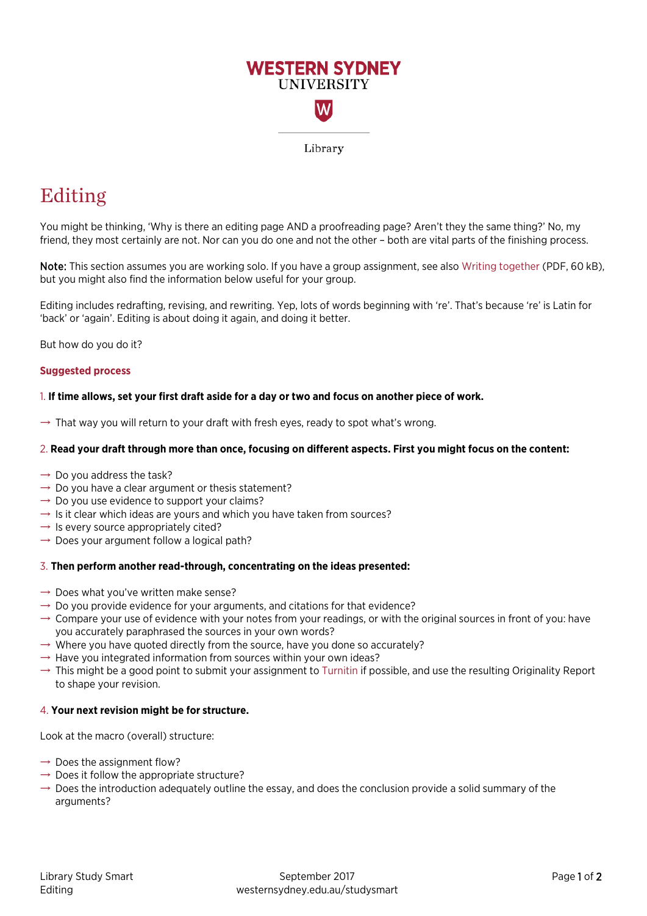WESTERN SYDNEY UNIVERSITY

Library

# Editing

You might be thinking, 'Why is there an editing page AND a proofreading page? Aren't they the same thing?' No, my friend, they most certainly are not. Nor can you do one and not the other – both are vital parts of the finishing process.

Note: This section assumes you are working solo. If you have a group assignment, see also Writing together (PDF, 60 kB), but you might also find the information below useful for your group.

Editing includes redrafting, revising, and rewriting. Yep, lots of words beginning with 're'. That's because 're' is Latin for 'back' or 'again'. Editing is about doing it again, and doing it better.

But how do you do it?

## Suggested process

1. **If time allows, set your first draft aside for a day or two and focus on another piece of work.**

→ That way you will return to your draft with fresh eyes, ready to spot what's wrong.

2. **Read your draft through more than once, focusing on different aspects. First you might focus on the content:**

→ Do you address the task?
→ Do you have a clear argument or thesis statement?
→ Do you use evidence to support your claims?
→ Is it clear which ideas are yours and which you have taken from sources?
→ Is every source appropriately cited?
→ Does your argument follow a logical path?

3. **Then perform another read-through, concentrating on the ideas presented:**

→ Does what you've written make sense?
→ Do you provide evidence for your arguments, and citations for that evidence?
→ Compare your use of evidence with your notes from your readings, or with the original sources in front of you: have you accurately paraphrased the sources in your own words?
→ Where you have quoted directly from the source, have you done so accurately?
→ Have you integrated information from sources within your own ideas?
→ This might be a good point to submit your assignment to Turnitin if possible, and use the resulting Originality Report to shape your revision.

4. **Your next revision might be for structure.**

Look at the macro (overall) structure:

→ Does the assignment flow?
→ Does it follow the appropriate structure?
→ Does the introduction adequately outline the essay, and does the conclusion provide a solid summary of the arguments?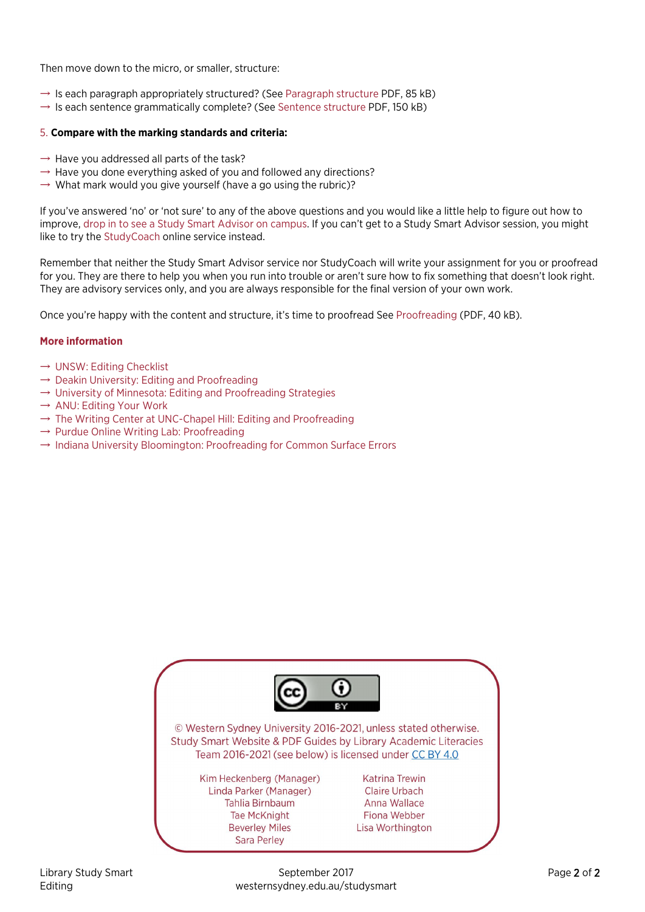Then move down to the micro, or smaller, structure:

- Is each paragraph appropriately structured? (See Paragraph structure PDF, 85 kB)
- Is each sentence grammatically complete? (See Sentence structure PDF, 150 kB)

5. **Compare with the marking standards and criteria:**

- Have you addressed all parts of the task?
- Have you done everything asked of you and followed any directions?
- What mark would you give yourself (have a go using the rubric)?

If you've answered 'no' or 'not sure' to any of the above questions and you would like a little help to figure out how to improve, drop in to see a Study Smart Advisor on campus. If you can't get to a Study Smart Advisor session, you might like to try the StudyCoach online service instead.

Remember that neither the Study Smart Advisor service nor StudyCoach will write your assignment for you or proofread for you. They are there to help you when you run into trouble or aren't sure how to fix something that doesn't look right. They are advisory services only, and you are always responsible for the final version of your own work.

Once you're happy with the content and structure, it's time to proofread See Proofreading (PDF, 40 kB).

### More information

- UNSW: Editing Checklist
- Deakin University: Editing and Proofreading
- University of Minnesota: Editing and Proofreading Strategies
- ANU: Editing Your Work
- The Writing Center at UNC-Chapel Hill: Editing and Proofreading
- Purdue Online Writing Lab: Proofreading
- Indiana University Bloomington: Proofreading for Common Surface Errors

© Western Sydney University 2016-2021, unless stated otherwise. Study Smart Website & PDF Guides by Library Academic Literacies Team 2016-2021 (see below) is licensed under CC BY 4.0

Kim Heckenberg (Manager)
Linda Parker (Manager)
Tahlia Birnbaum
Tae McKnight
Beverley Miles
Sara Perley
Katrina Trewin
Claire Urbach
Anna Wallace
Fiona Webber
Lisa Worthington